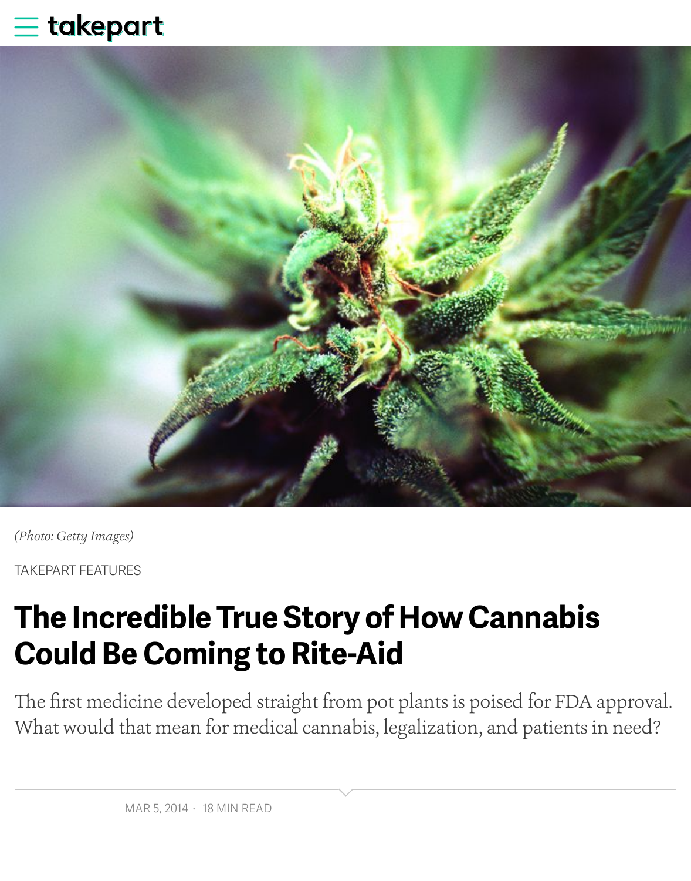(Photo: Getty Images)

TAKEPART FEATURES

# The Incredible True Story of How Cannabis Could Be Coming to Rite-Aid

The first medicine developed straight from pot plants is poised for FDA approval. What would that mean for medical cannabis, legalization, and patients in need?

MAR 5, 2014 · 18 MIN READ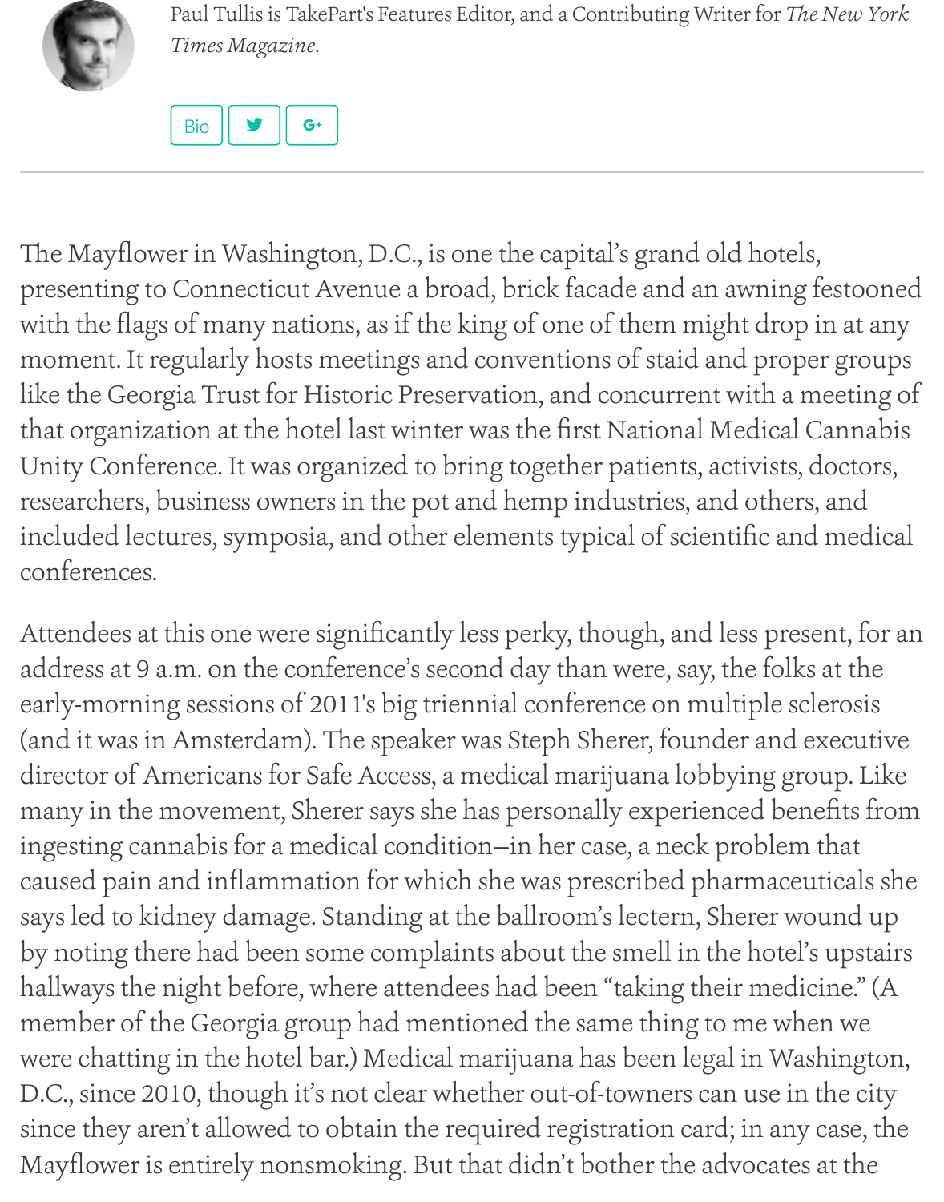Paul Tullis is TakePart's Features Editor, and a Contributing Writer for *The New York Times Magazine*.

Bio

The Mayflower in Washington, D.C., is one the capital's grand old hotels, presenting to Connecticut Avenue a broad, brick facade and an awning festooned with the flags of many nations, as if the king of one of them might drop in at any moment. It regularly hosts meetings and conventions of staid and proper groups like the Georgia Trust for Historic Preservation, and concurrent with a meeting of that organization at the hotel last winter was the first National Medical Cannabis Unity Conference. It was organized to bring together patients, activists, doctors, researchers, business owners in the pot and hemp industries, and others, and included lectures, symposia, and other elements typical of scientific and medical conferences.

Attendees at this one were significantly less perky, though, and less present, for an address at 9 a.m. on the conference's second day than were, say, the folks at the early-morning sessions of 2011's big triennial conference on multiple sclerosis (and it was in Amsterdam). The speaker was Steph Sherer, founder and executive director of Americans for Safe Access, a medical marijuana lobbying group. Like many in the movement, Sherer says she has personally experienced benefits from ingesting cannabis for a medical condition—in her case, a neck problem that caused pain and inflammation for which she was prescribed pharmaceuticals she says led to kidney damage. Standing at the ballroom's lectern, Sherer wound up by noting there had been some complaints about the smell in the hotel's upstairs hallways the night before, where attendees had been "taking their medicine." (A member of the Georgia group had mentioned the same thing to me when we were chatting in the hotel bar.) Medical marijuana has been legal in Washington, D.C., since 2010, though it's not clear whether out-of-towners can use in the city since they aren't allowed to obtain the required registration card; in any case, the Mayflower is entirely nonsmoking. But that didn't bother the advocates at the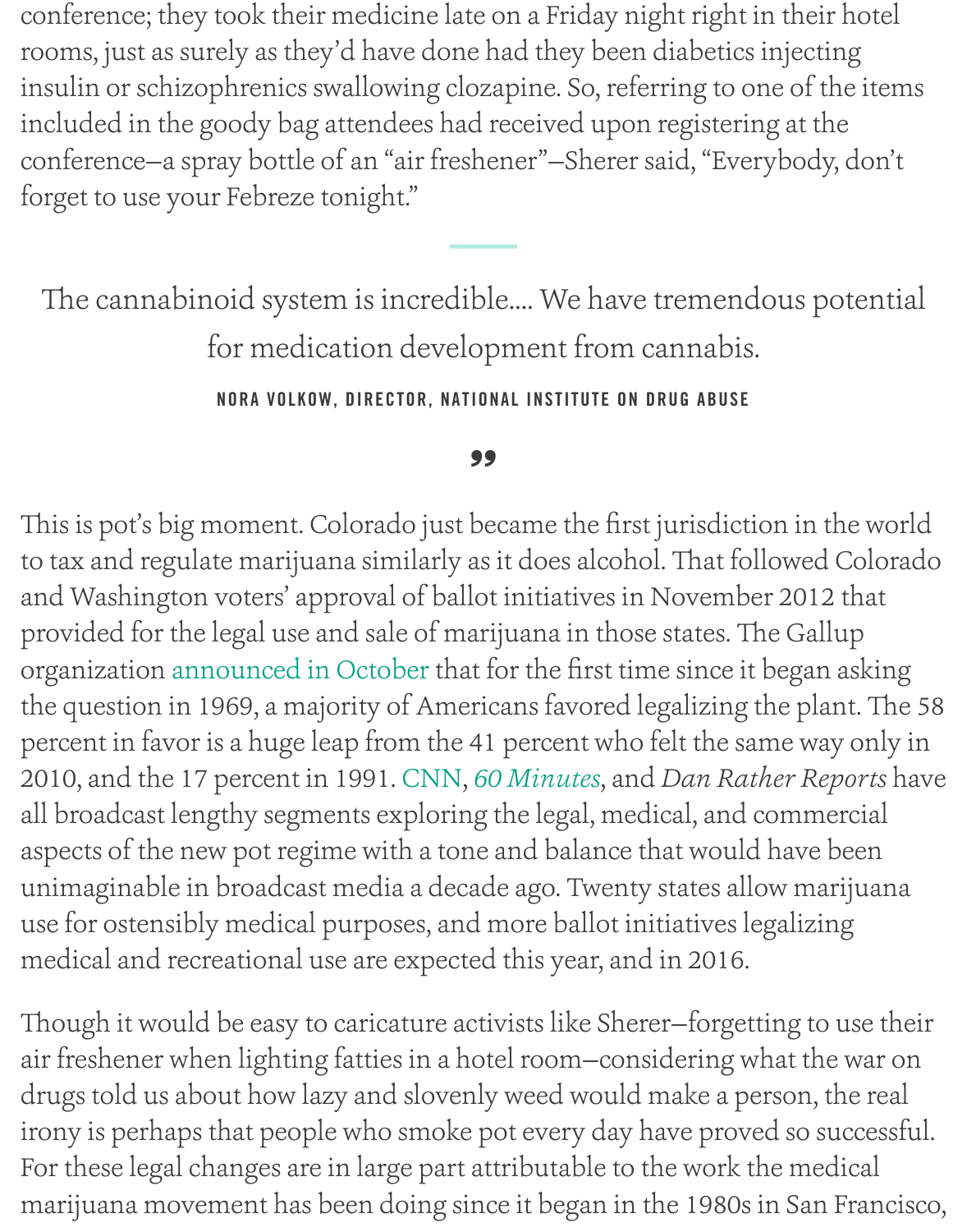conference; they took their medicine late on a Friday night right in their hotel rooms, just as surely as they'd have done had they been diabetics injecting insulin or schizophrenics swallowing clozapine. So, referring to one of the items included in the goody bag attendees had received upon registering at the conference—a spray bottle of an "air freshener"—Sherer said, "Everybody, don't forget to use your Febreze tonight."

> The cannabinoid system is incredible.... We have tremendous potential for medication development from cannabis.
>
> NORA VOLKOW, DIRECTOR, NATIONAL INSTITUTE ON DRUG ABUSE

This is pot's big moment. Colorado just became the first jurisdiction in the world to tax and regulate marijuana similarly as it does alcohol. That followed Colorado and Washington voters' approval of ballot initiatives in November 2012 that provided for the legal use and sale of marijuana in those states. The Gallup organization announced in October that for the first time since it began asking the question in 1969, a majority of Americans favored legalizing the plant. The 58 percent in favor is a huge leap from the 41 percent who felt the same way only in 2010, and the 17 percent in 1991. CNN, *60 Minutes*, and *Dan Rather Reports* have all broadcast lengthy segments exploring the legal, medical, and commercial aspects of the new pot regime with a tone and balance that would have been unimaginable in broadcast media a decade ago. Twenty states allow marijuana use for ostensibly medical purposes, and more ballot initiatives legalizing medical and recreational use are expected this year, and in 2016.

Though it would be easy to caricature activists like Sherer—forgetting to use their air freshener when lighting fatties in a hotel room—considering what the war on drugs told us about how lazy and slovenly weed would make a person, the real irony is perhaps that people who smoke pot every day have proved so successful. For these legal changes are in large part attributable to the work the medical marijuana movement has been doing since it began in the 1980s in San Francisco,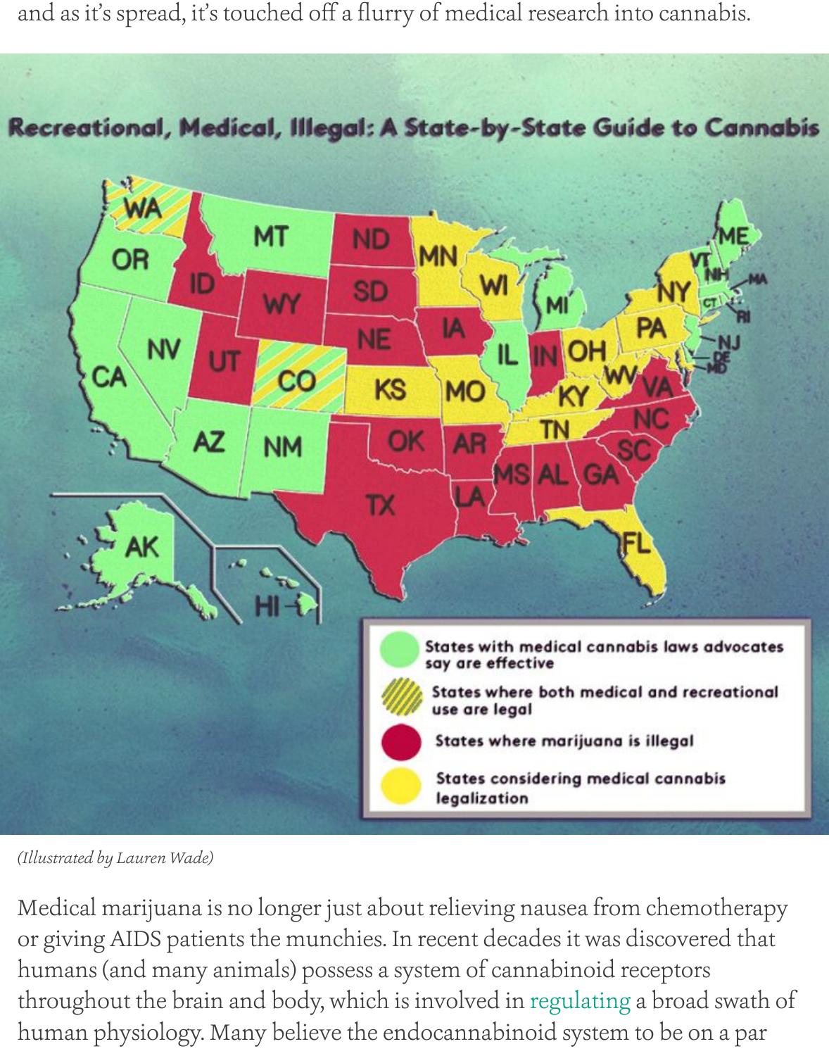and as it's spread, it's touched off a flurry of medical research into cannabis.

*(Illustrated by Lauren Wade)*

Medical marijuana is no longer just about relieving nausea from chemotherapy or giving AIDS patients the munchies. In recent decades it was discovered that humans (and many animals) possess a system of cannabinoid receptors throughout the brain and body, which is involved in regulating a broad swath of human physiology. Many believe the endocannabinoid system to be on a par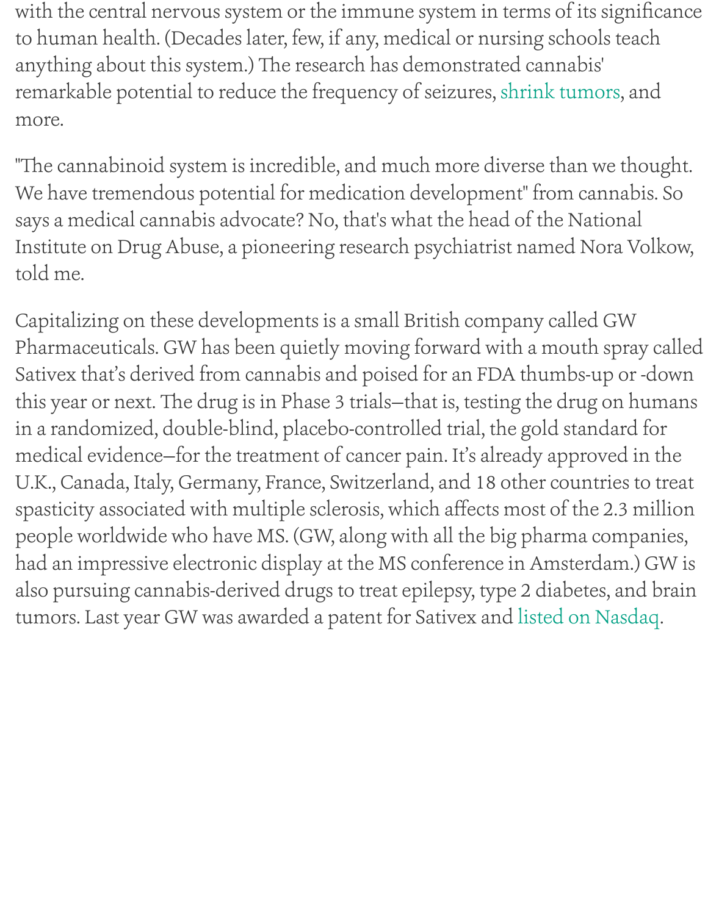with the central nervous system or the immune system in terms of its significance to human health. (Decades later, few, if any, medical or nursing schools teach anything about this system.) The research has demonstrated cannabis' remarkable potential to reduce the frequency of seizures, shrink tumors, and more.

"The cannabinoid system is incredible, and much more diverse than we thought. We have tremendous potential for medication development" from cannabis. So says a medical cannabis advocate? No, that's what the head of the National Institute on Drug Abuse, a pioneering research psychiatrist named Nora Volkow, told me.

Capitalizing on these developments is a small British company called GW Pharmaceuticals. GW has been quietly moving forward with a mouth spray called Sativex that's derived from cannabis and poised for an FDA thumbs-up or -down this year or next. The drug is in Phase 3 trials—that is, testing the drug on humans in a randomized, double-blind, placebo-controlled trial, the gold standard for medical evidence—for the treatment of cancer pain. It's already approved in the U.K., Canada, Italy, Germany, France, Switzerland, and 18 other countries to treat spasticity associated with multiple sclerosis, which affects most of the 2.3 million people worldwide who have MS. (GW, along with all the big pharma companies, had an impressive electronic display at the MS conference in Amsterdam.) GW is also pursuing cannabis-derived drugs to treat epilepsy, type 2 diabetes, and brain tumors. Last year GW was awarded a patent for Sativex and listed on Nasdaq.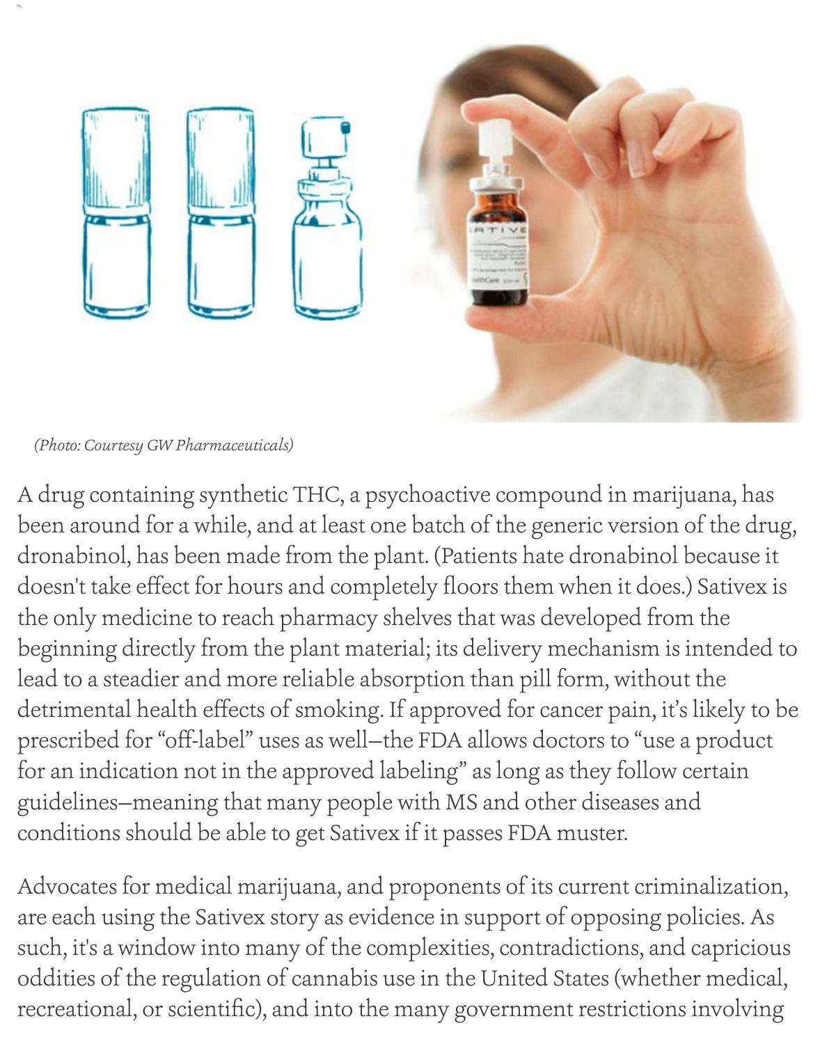(Photo: Courtesy GW Pharmaceuticals)

A drug containing synthetic THC, a psychoactive compound in marijuana, has been around for a while, and at least one batch of the generic version of the drug, dronabinol, has been made from the plant. (Patients hate dronabinol because it doesn't take effect for hours and completely floors them when it does.) Sativex is the only medicine to reach pharmacy shelves that was developed from the beginning directly from the plant material; its delivery mechanism is intended to lead to a steadier and more reliable absorption than pill form, without the detrimental health effects of smoking. If approved for cancer pain, it's likely to be prescribed for "off-label" uses as well—the FDA allows doctors to "use a product for an indication not in the approved labeling" as long as they follow certain guidelines—meaning that many people with MS and other diseases and conditions should be able to get Sativex if it passes FDA muster.

Advocates for medical marijuana, and proponents of its current criminalization, are each using the Sativex story as evidence in support of opposing policies. As such, it's a window into many of the complexities, contradictions, and capricious oddities of the regulation of cannabis use in the United States (whether medical, recreational, or scientific), and into the many government restrictions involving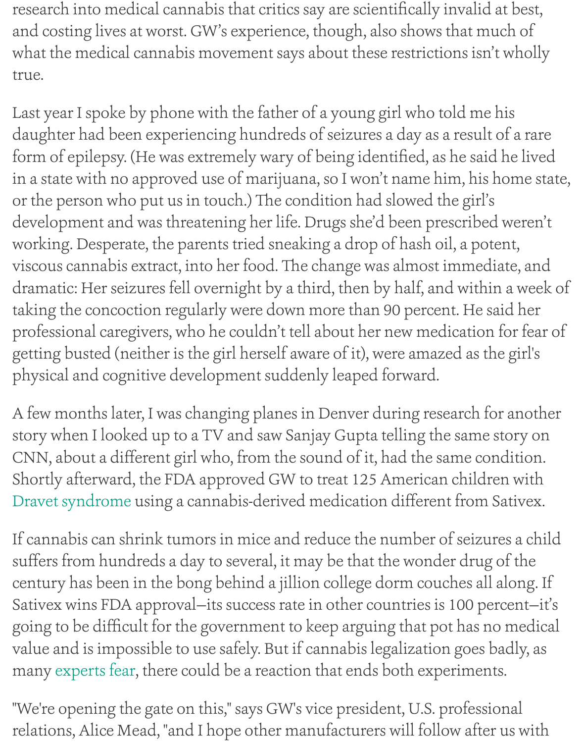research into medical cannabis that critics say are scientifically invalid at best, and costing lives at worst. GW's experience, though, also shows that much of what the medical cannabis movement says about these restrictions isn't wholly true.

Last year I spoke by phone with the father of a young girl who told me his daughter had been experiencing hundreds of seizures a day as a result of a rare form of epilepsy. (He was extremely wary of being identified, as he said he lived in a state with no approved use of marijuana, so I won't name him, his home state, or the person who put us in touch.) The condition had slowed the girl's development and was threatening her life. Drugs she'd been prescribed weren't working. Desperate, the parents tried sneaking a drop of hash oil, a potent, viscous cannabis extract, into her food. The change was almost immediate, and dramatic: Her seizures fell overnight by a third, then by half, and within a week of taking the concoction regularly were down more than 90 percent. He said her professional caregivers, who he couldn't tell about her new medication for fear of getting busted (neither is the girl herself aware of it), were amazed as the girl's physical and cognitive development suddenly leaped forward.

A few months later, I was changing planes in Denver during research for another story when I looked up to a TV and saw Sanjay Gupta telling the same story on CNN, about a different girl who, from the sound of it, had the same condition. Shortly afterward, the FDA approved GW to treat 125 American children with Dravet syndrome using a cannabis-derived medication different from Sativex.

If cannabis can shrink tumors in mice and reduce the number of seizures a child suffers from hundreds a day to several, it may be that the wonder drug of the century has been in the bong behind a jillion college dorm couches all along. If Sativex wins FDA approval—its success rate in other countries is 100 percent—it's going to be difficult for the government to keep arguing that pot has no medical value and is impossible to use safely. But if cannabis legalization goes badly, as many experts fear, there could be a reaction that ends both experiments.

"We're opening the gate on this," says GW's vice president, U.S. professional relations, Alice Mead, "and I hope other manufacturers will follow after us with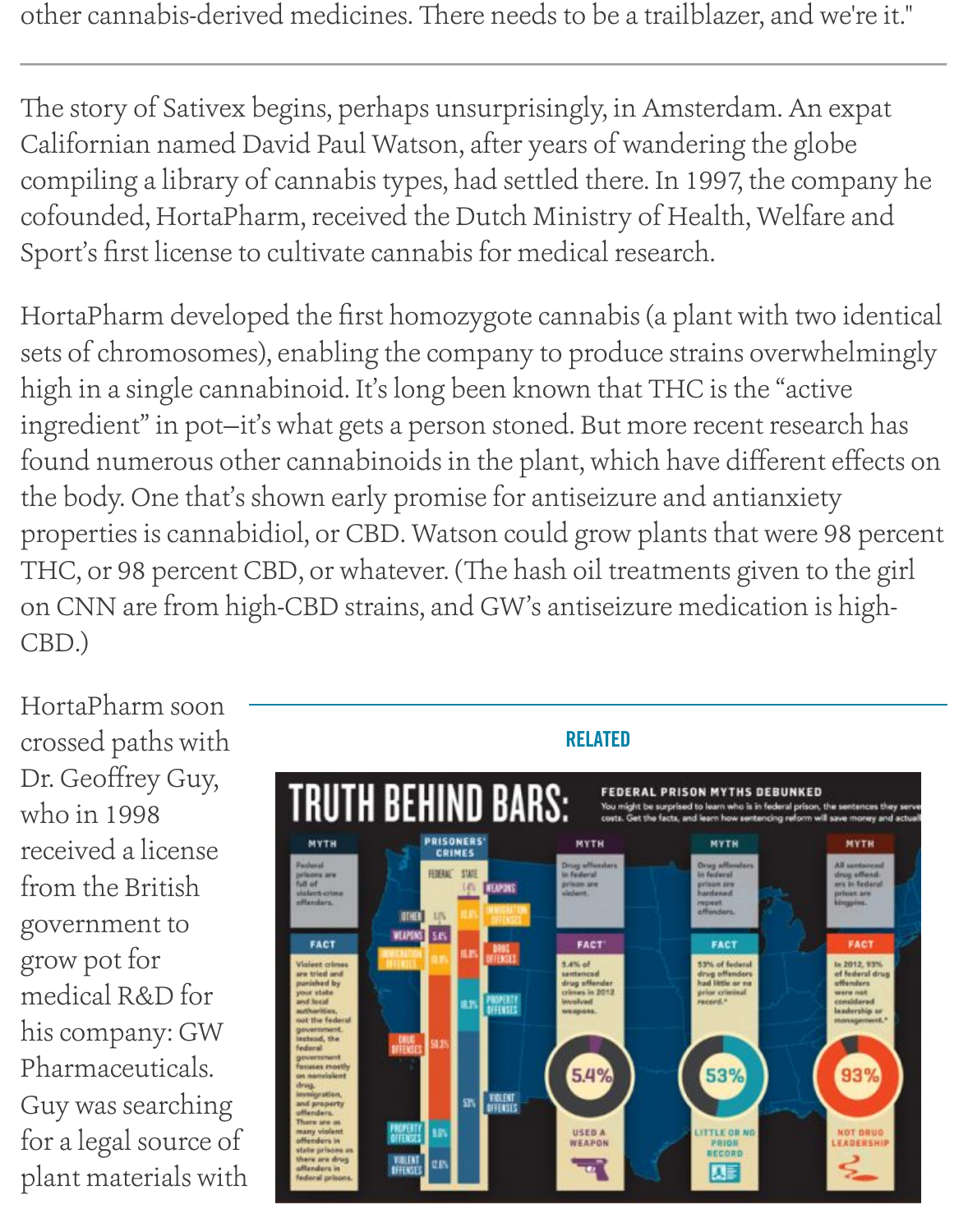other cannabis-derived medicines. There needs to be a trailblazer, and we're it."

The story of Sativex begins, perhaps unsurprisingly, in Amsterdam. An expat Californian named David Paul Watson, after years of wandering the globe compiling a library of cannabis types, had settled there. In 1997, the company he cofounded, HortaPharm, received the Dutch Ministry of Health, Welfare and Sport's first license to cultivate cannabis for medical research.

HortaPharm developed the first homozygote cannabis (a plant with two identical sets of chromosomes), enabling the company to produce strains overwhelmingly high in a single cannabinoid. It's long been known that THC is the "active ingredient" in pot—it's what gets a person stoned. But more recent research has found numerous other cannabinoids in the plant, which have different effects on the body. One that's shown early promise for antiseizure and antianxiety properties is cannabidiol, or CBD. Watson could grow plants that were 98 percent THC, or 98 percent CBD, or whatever. (The hash oil treatments given to the girl on CNN are from high-CBD strains, and GW's antiseizure medication is high-CBD.)

RELATED

HortaPharm soon crossed paths with Dr. Geoffrey Guy, who in 1998 received a license from the British government to grow pot for medical R&D for his company: GW Pharmaceuticals. Guy was searching for a legal source of plant materials with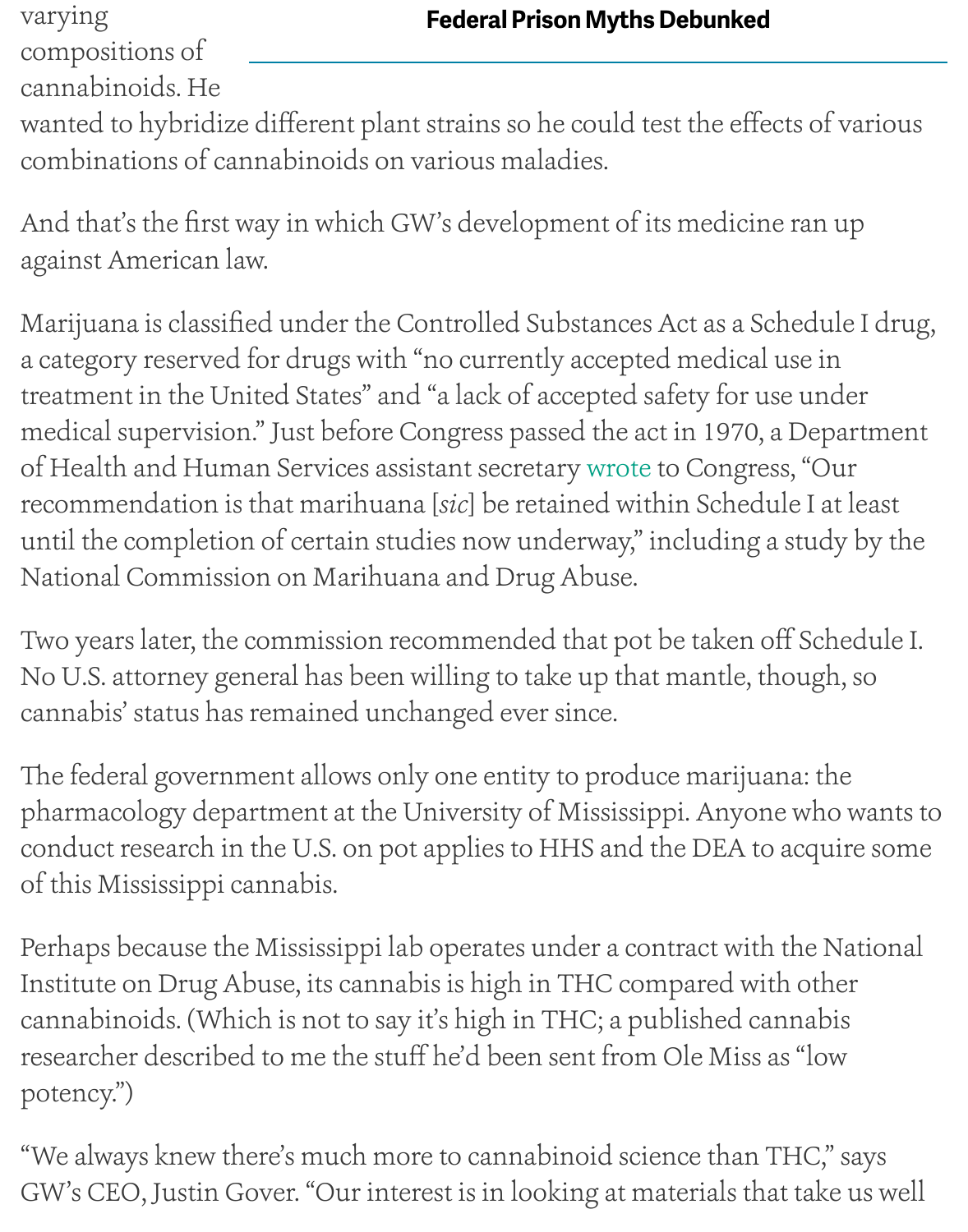varying compositions of cannabinoids. He wanted to hybridize different plant strains so he could test the effects of various combinations of cannabinoids on various maladies.

And that's the first way in which GW's development of its medicine ran up against American law.

Marijuana is classified under the Controlled Substances Act as a Schedule I drug, a category reserved for drugs with "no currently accepted medical use in treatment in the United States" and "a lack of accepted safety for use under medical supervision." Just before Congress passed the act in 1970, a Department of Health and Human Services assistant secretary wrote to Congress, "Our recommendation is that marihuana [*sic*] be retained within Schedule I at least until the completion of certain studies now underway," including a study by the National Commission on Marihuana and Drug Abuse.

Two years later, the commission recommended that pot be taken off Schedule I. No U.S. attorney general has been willing to take up that mantle, though, so cannabis' status has remained unchanged ever since.

The federal government allows only one entity to produce marijuana: the pharmacology department at the University of Mississippi. Anyone who wants to conduct research in the U.S. on pot applies to HHS and the DEA to acquire some of this Mississippi cannabis.

Perhaps because the Mississippi lab operates under a contract with the National Institute on Drug Abuse, its cannabis is high in THC compared with other cannabinoids. (Which is not to say it's high in THC; a published cannabis researcher described to me the stuff he'd been sent from Ole Miss as "low potency.")

"We always knew there's much more to cannabinoid science than THC," says GW's CEO, Justin Gover. "Our interest is in looking at materials that take us well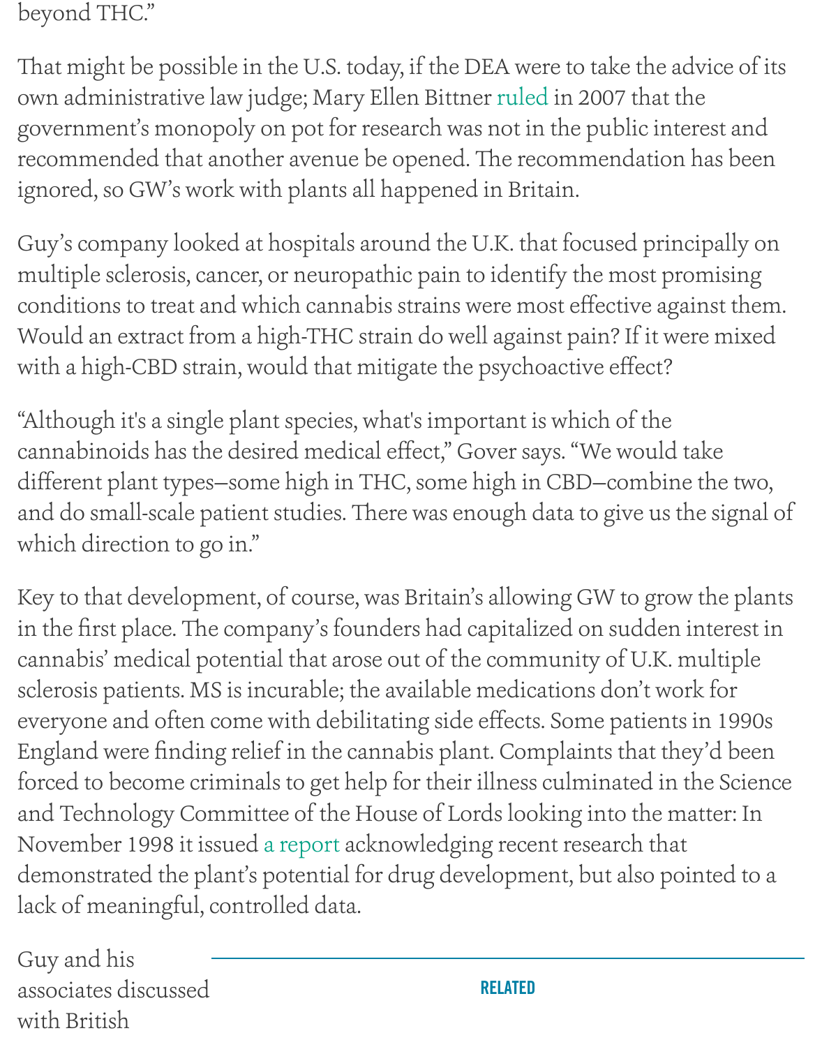beyond THC."

That might be possible in the U.S. today, if the DEA were to take the advice of its own administrative law judge; Mary Ellen Bittner ruled in 2007 that the government's monopoly on pot for research was not in the public interest and recommended that another avenue be opened. The recommendation has been ignored, so GW's work with plants all happened in Britain.

Guy's company looked at hospitals around the U.K. that focused principally on multiple sclerosis, cancer, or neuropathic pain to identify the most promising conditions to treat and which cannabis strains were most effective against them. Would an extract from a high-THC strain do well against pain? If it were mixed with a high-CBD strain, would that mitigate the psychoactive effect?

"Although it's a single plant species, what's important is which of the cannabinoids has the desired medical effect," Gover says. "We would take different plant types–some high in THC, some high in CBD–combine the two, and do small-scale patient studies. There was enough data to give us the signal of which direction to go in."

Key to that development, of course, was Britain's allowing GW to grow the plants in the first place. The company's founders had capitalized on sudden interest in cannabis' medical potential that arose out of the community of U.K. multiple sclerosis patients. MS is incurable; the available medications don't work for everyone and often come with debilitating side effects. Some patients in 1990s England were finding relief in the cannabis plant. Complaints that they'd been forced to become criminals to get help for their illness culminated in the Science and Technology Committee of the House of Lords looking into the matter: In November 1998 it issued a report acknowledging recent research that demonstrated the plant's potential for drug development, but also pointed to a lack of meaningful, controlled data.

Guy and his associates discussed with British

RELATED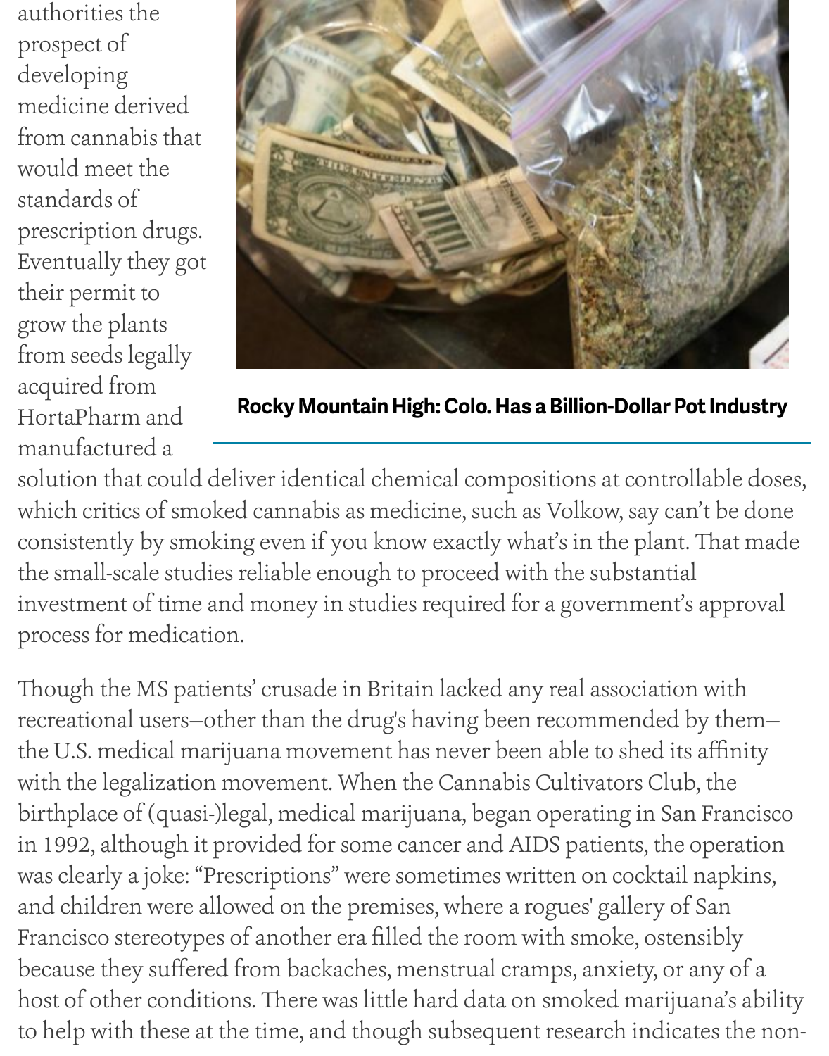authorities the prospect of developing medicine derived from cannabis that would meet the standards of prescription drugs. Eventually they got their permit to grow the plants from seeds legally acquired from HortaPharm and manufactured a solution that could deliver identical chemical compositions at controllable doses, which critics of smoked cannabis as medicine, such as Volkow, say can't be done consistently by smoking even if you know exactly what's in the plant. That made the small-scale studies reliable enough to proceed with the substantial investment of time and money in studies required for a government's approval process for medication.

**Rocky Mountain High: Colo. Has a Billion-Dollar Pot Industry**

Though the MS patients' crusade in Britain lacked any real association with recreational users—other than the drug's having been recommended by them—the U.S. medical marijuana movement has never been able to shed its affinity with the legalization movement. When the Cannabis Cultivators Club, the birthplace of (quasi-)legal, medical marijuana, began operating in San Francisco in 1992, although it provided for some cancer and AIDS patients, the operation was clearly a joke: "Prescriptions" were sometimes written on cocktail napkins, and children were allowed on the premises, where a rogues' gallery of San Francisco stereotypes of another era filled the room with smoke, ostensibly because they suffered from backaches, menstrual cramps, anxiety, or any of a host of other conditions. There was little hard data on smoked marijuana's ability to help with these at the time, and though subsequent research indicates the non-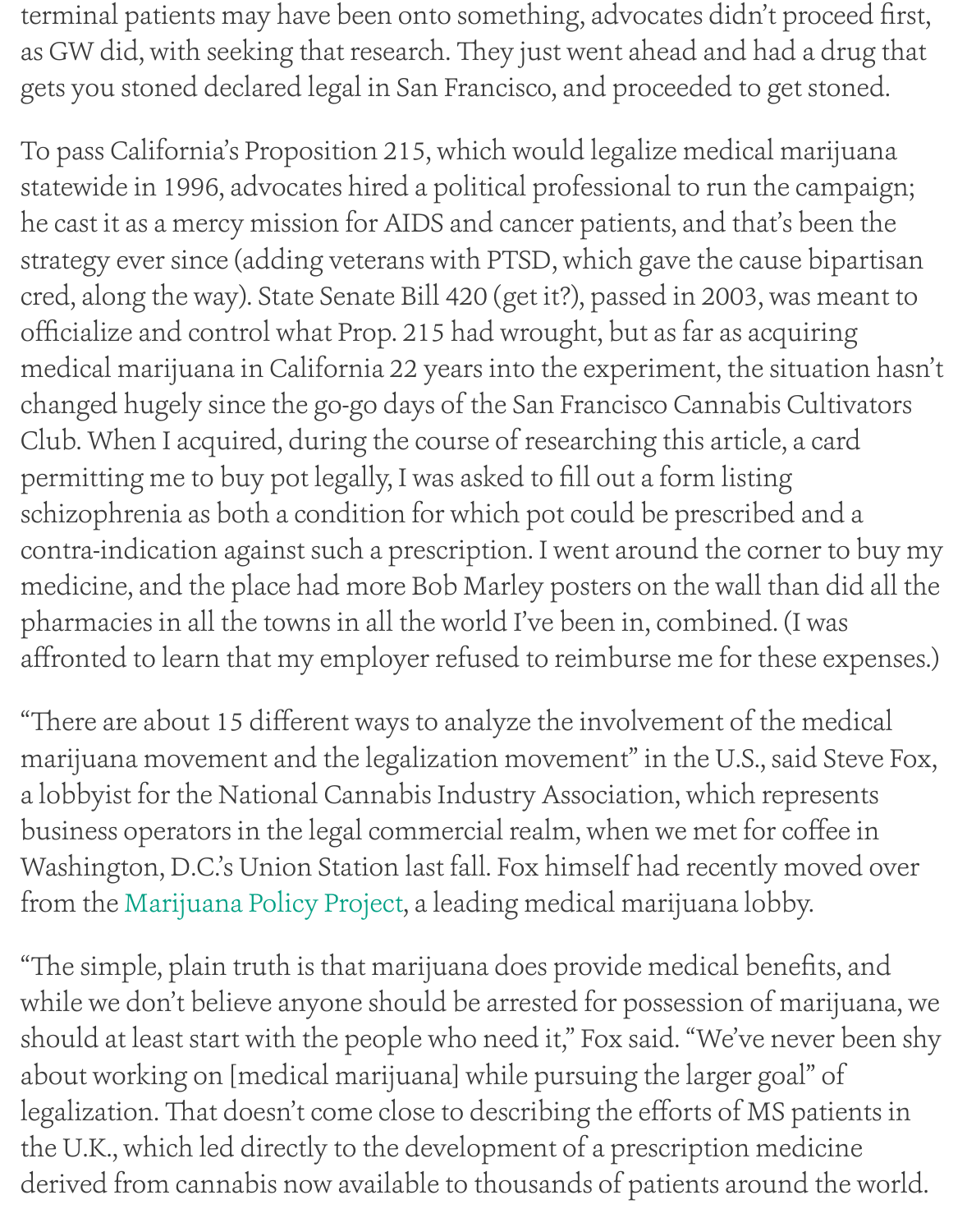terminal patients may have been onto something, advocates didn't proceed first, as GW did, with seeking that research. They just went ahead and had a drug that gets you stoned declared legal in San Francisco, and proceeded to get stoned.

To pass California's Proposition 215, which would legalize medical marijuana statewide in 1996, advocates hired a political professional to run the campaign; he cast it as a mercy mission for AIDS and cancer patients, and that's been the strategy ever since (adding veterans with PTSD, which gave the cause bipartisan cred, along the way). State Senate Bill 420 (get it?), passed in 2003, was meant to officialize and control what Prop. 215 had wrought, but as far as acquiring medical marijuana in California 22 years into the experiment, the situation hasn't changed hugely since the go-go days of the San Francisco Cannabis Cultivators Club. When I acquired, during the course of researching this article, a card permitting me to buy pot legally, I was asked to fill out a form listing schizophrenia as both a condition for which pot could be prescribed and a contra-indication against such a prescription. I went around the corner to buy my medicine, and the place had more Bob Marley posters on the wall than did all the pharmacies in all the towns in all the world I've been in, combined. (I was affronted to learn that my employer refused to reimburse me for these expenses.)

"There are about 15 different ways to analyze the involvement of the medical marijuana movement and the legalization movement" in the U.S., said Steve Fox, a lobbyist for the National Cannabis Industry Association, which represents business operators in the legal commercial realm, when we met for coffee in Washington, D.C.'s Union Station last fall. Fox himself had recently moved over from the Marijuana Policy Project, a leading medical marijuana lobby.

"The simple, plain truth is that marijuana does provide medical benefits, and while we don't believe anyone should be arrested for possession of marijuana, we should at least start with the people who need it," Fox said. "We've never been shy about working on [medical marijuana] while pursuing the larger goal" of legalization. That doesn't come close to describing the efforts of MS patients in the U.K., which led directly to the development of a prescription medicine derived from cannabis now available to thousands of patients around the world.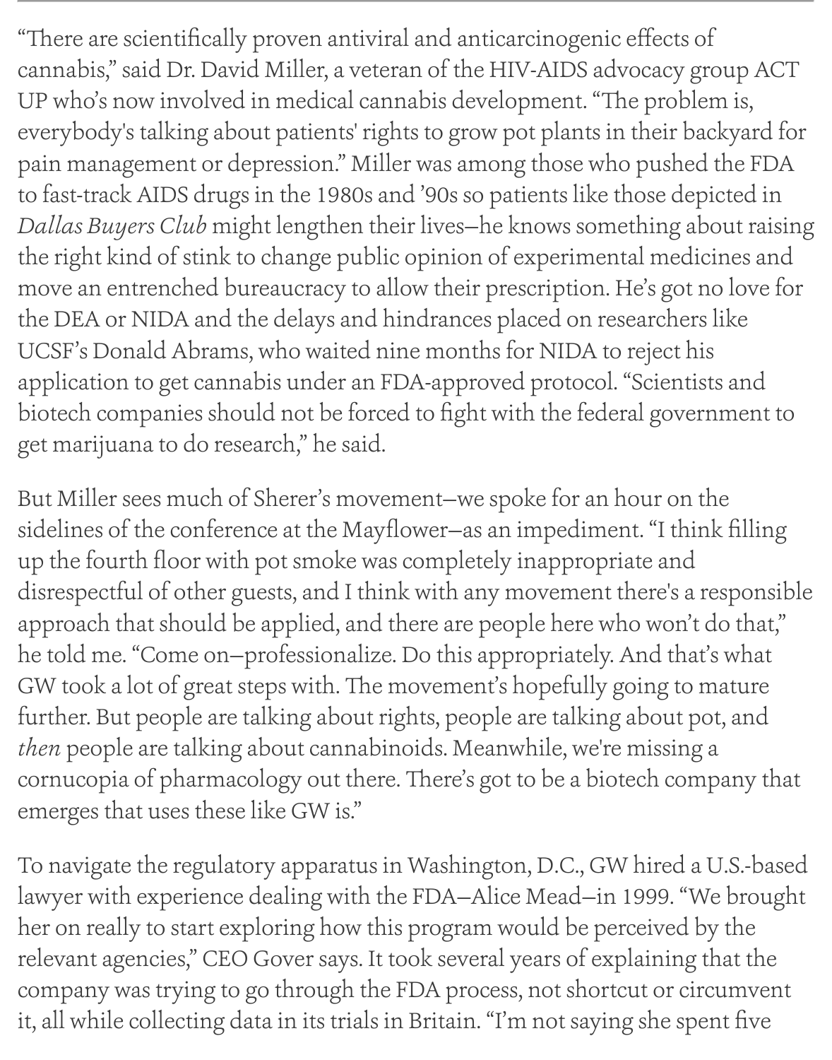"There are scientifically proven antiviral and anticarcinogenic effects of cannabis," said Dr. David Miller, a veteran of the HIV-AIDS advocacy group ACT UP who's now involved in medical cannabis development. "The problem is, everybody's talking about patients' rights to grow pot plants in their backyard for pain management or depression." Miller was among those who pushed the FDA to fast-track AIDS drugs in the 1980s and '90s so patients like those depicted in *Dallas Buyers Club* might lengthen their lives—he knows something about raising the right kind of stink to change public opinion of experimental medicines and move an entrenched bureaucracy to allow their prescription. He's got no love for the DEA or NIDA and the delays and hindrances placed on researchers like UCSF's Donald Abrams, who waited nine months for NIDA to reject his application to get cannabis under an FDA-approved protocol. "Scientists and biotech companies should not be forced to fight with the federal government to get marijuana to do research," he said.

But Miller sees much of Sherer's movement—we spoke for an hour on the sidelines of the conference at the Mayflower—as an impediment. "I think filling up the fourth floor with pot smoke was completely inappropriate and disrespectful of other guests, and I think with any movement there's a responsible approach that should be applied, and there are people here who won't do that," he told me. "Come on—professionalize. Do this appropriately. And that's what GW took a lot of great steps with. The movement's hopefully going to mature further. But people are talking about rights, people are talking about pot, and *then* people are talking about cannabinoids. Meanwhile, we're missing a cornucopia of pharmacology out there. There's got to be a biotech company that emerges that uses these like GW is."

To navigate the regulatory apparatus in Washington, D.C., GW hired a U.S.-based lawyer with experience dealing with the FDA—Alice Mead—in 1999. "We brought her on really to start exploring how this program would be perceived by the relevant agencies," CEO Gover says. It took several years of explaining that the company was trying to go through the FDA process, not shortcut or circumvent it, all while collecting data in its trials in Britain. "I'm not saying she spent five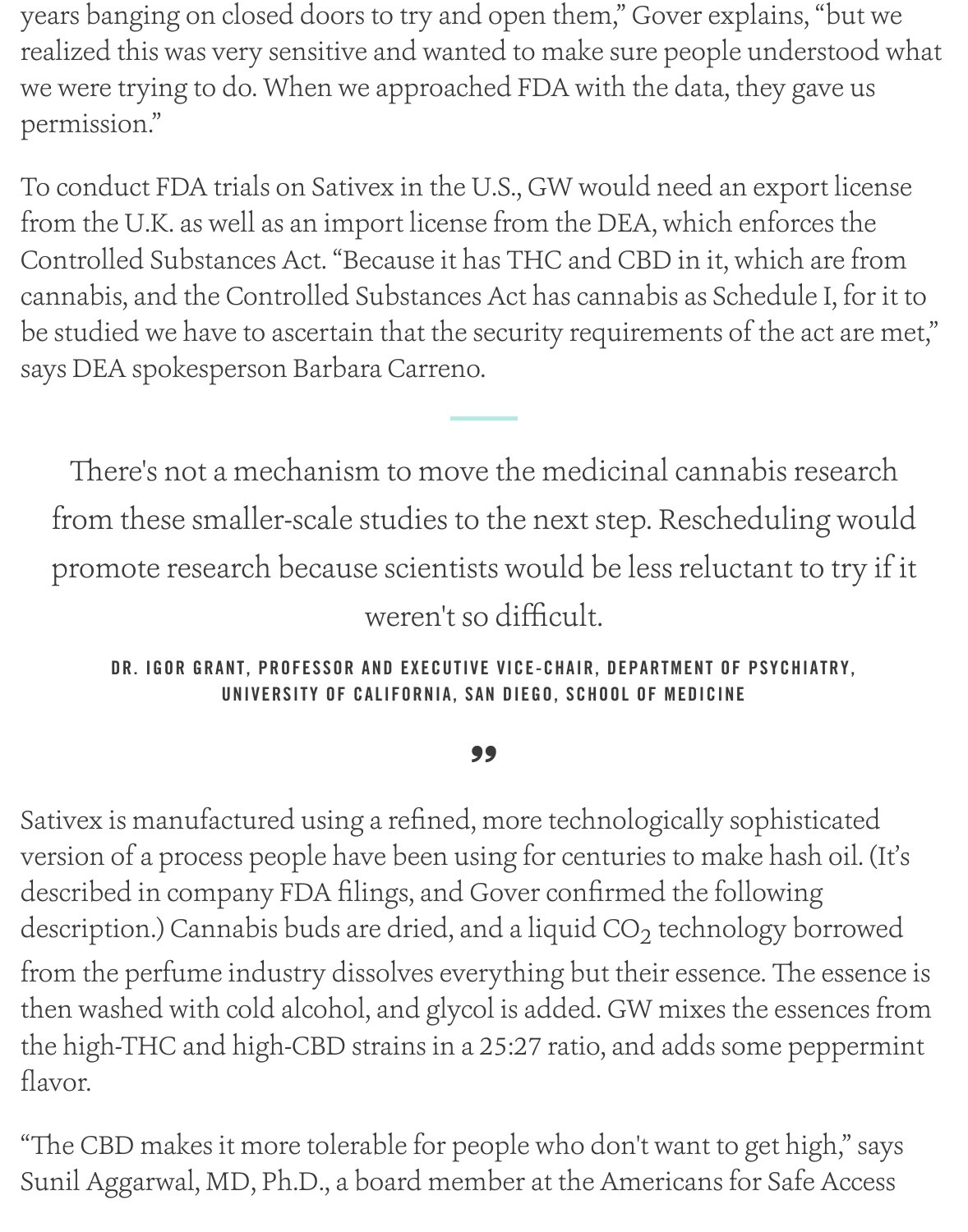years banging on closed doors to try and open them," Gover explains, "but we realized this was very sensitive and wanted to make sure people understood what we were trying to do. When we approached FDA with the data, they gave us permission."

To conduct FDA trials on Sativex in the U.S., GW would need an export license from the U.K. as well as an import license from the DEA, which enforces the Controlled Substances Act. "Because it has THC and CBD in it, which are from cannabis, and the Controlled Substances Act has cannabis as Schedule I, for it to be studied we have to ascertain that the security requirements of the act are met," says DEA spokesperson Barbara Carreno.

> There's not a mechanism to move the medicinal cannabis research from these smaller-scale studies to the next step. Rescheduling would promote research because scientists would be less reluctant to try if it weren't so difficult.
>
> **DR. IGOR GRANT, PROFESSOR AND EXECUTIVE VICE-CHAIR, DEPARTMENT OF PSYCHIATRY, UNIVERSITY OF CALIFORNIA, SAN DIEGO, SCHOOL OF MEDICINE**

Sativex is manufactured using a refined, more technologically sophisticated version of a process people have been using for centuries to make hash oil. (It's described in company FDA filings, and Gover confirmed the following description.) Cannabis buds are dried, and a liquid $CO_2$ technology borrowed from the perfume industry dissolves everything but their essence. The essence is then washed with cold alcohol, and glycol is added. GW mixes the essences from the high-THC and high-CBD strains in a 25:27 ratio, and adds some peppermint flavor.

"The CBD makes it more tolerable for people who don't want to get high," says Sunil Aggarwal, MD, Ph.D., a board member at the Americans for Safe Access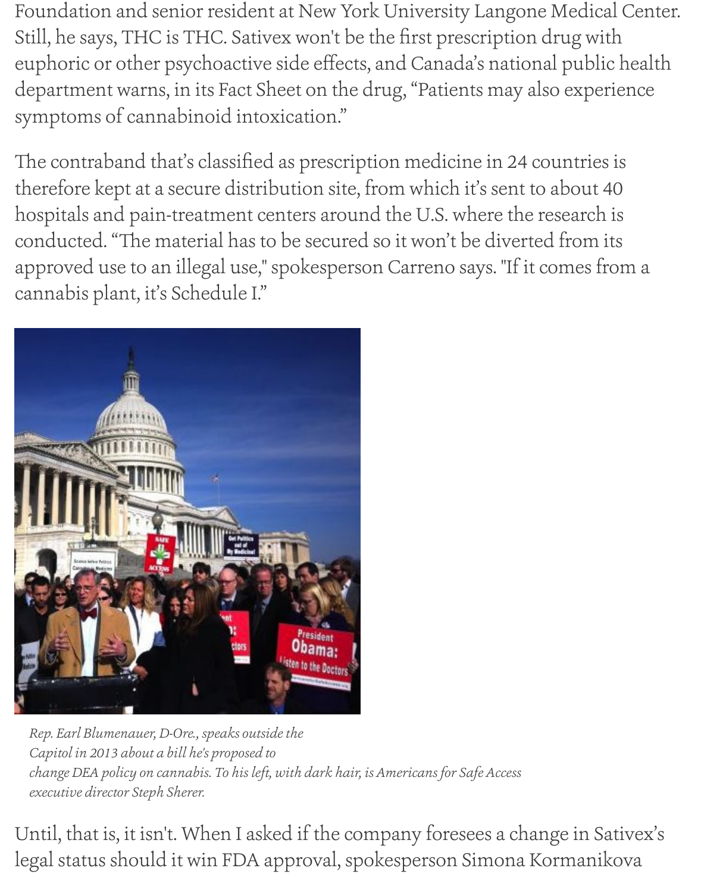Foundation and senior resident at New York University Langone Medical Center. Still, he says, THC is THC. Sativex won't be the first prescription drug with euphoric or other psychoactive side effects, and Canada's national public health department warns, in its Fact Sheet on the drug, "Patients may also experience symptoms of cannabinoid intoxication."

The contraband that's classified as prescription medicine in 24 countries is therefore kept at a secure distribution site, from which it's sent to about 40 hospitals and pain-treatment centers around the U.S. where the research is conducted. "The material has to be secured so it won't be diverted from its approved use to an illegal use," spokesperson Carreno says. "If it comes from a cannabis plant, it's Schedule I."

*Rep. Earl Blumenauer, D-Ore., speaks outside the Capitol in 2013 about a bill he's proposed to change DEA policy on cannabis. To his left, with dark hair, is Americans for Safe Access executive director Steph Sherer.*

Until, that is, it isn't. When I asked if the company foresees a change in Sativex's legal status should it win FDA approval, spokesperson Simona Kormanikova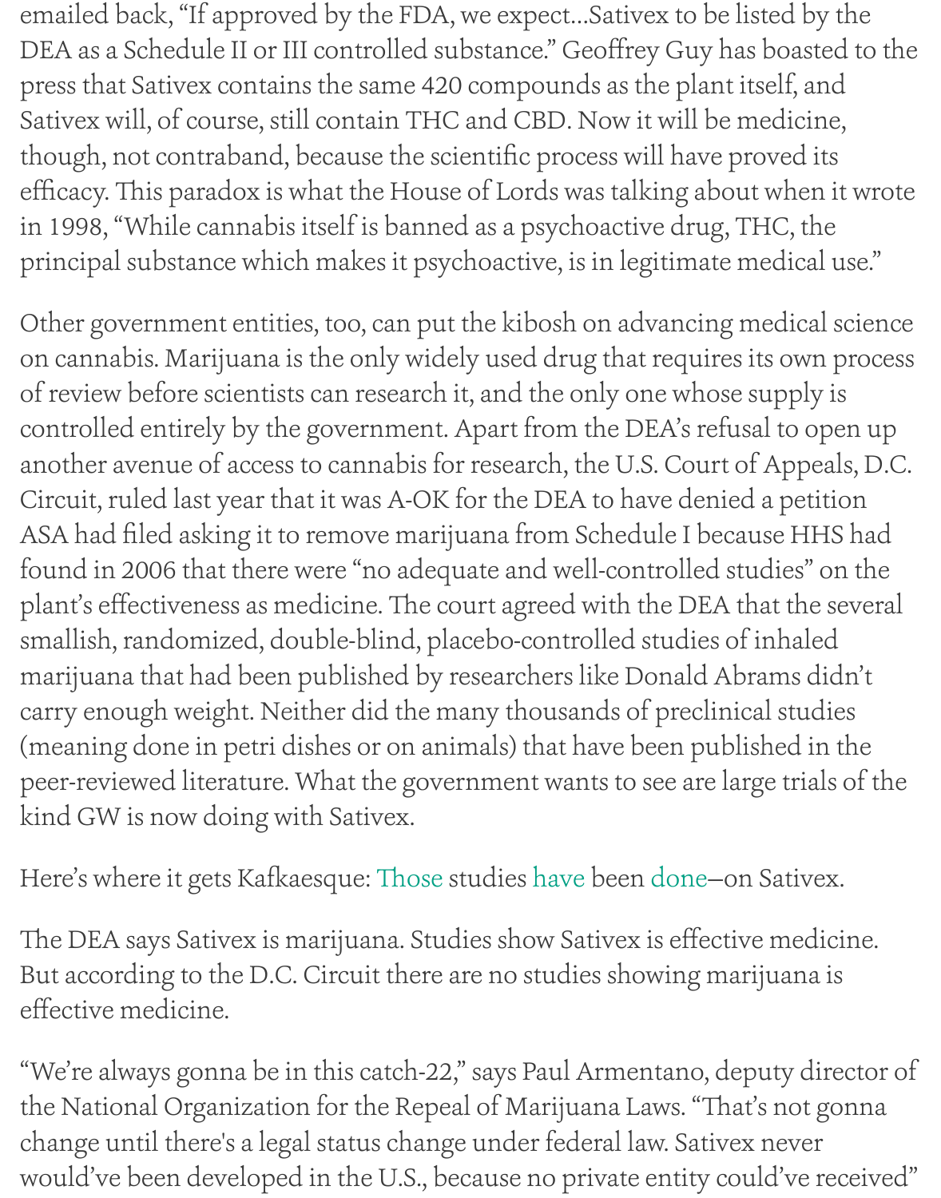emailed back, “If approved by the FDA, we expect…Sativex to be listed by the DEA as a Schedule II or III controlled substance.” Geoffrey Guy has boasted to the press that Sativex contains the same 420 compounds as the plant itself, and Sativex will, of course, still contain THC and CBD. Now it will be medicine, though, not contraband, because the scientific process will have proved its efficacy. This paradox is what the House of Lords was talking about when it wrote in 1998, “While cannabis itself is banned as a psychoactive drug, THC, the principal substance which makes it psychoactive, is in legitimate medical use.”

Other government entities, too, can put the kibosh on advancing medical science on cannabis. Marijuana is the only widely used drug that requires its own process of review before scientists can research it, and the only one whose supply is controlled entirely by the government. Apart from the DEA’s refusal to open up another avenue of access to cannabis for research, the U.S. Court of Appeals, D.C. Circuit, ruled last year that it was A-OK for the DEA to have denied a petition ASA had filed asking it to remove marijuana from Schedule I because HHS had found in 2006 that there were “no adequate and well-controlled studies” on the plant’s effectiveness as medicine. The court agreed with the DEA that the several smallish, randomized, double-blind, placebo-controlled studies of inhaled marijuana that had been published by researchers like Donald Abrams didn’t carry enough weight. Neither did the many thousands of preclinical studies (meaning done in petri dishes or on animals) that have been published in the peer-reviewed literature. What the government wants to see are large trials of the kind GW is now doing with Sativex.

Here’s where it gets Kafkaesque: Those studies have been done—on Sativex.

The DEA says Sativex is marijuana. Studies show Sativex is effective medicine. But according to the D.C. Circuit there are no studies showing marijuana is effective medicine.

“We’re always gonna be in this catch-22,” says Paul Armentano, deputy director of the National Organization for the Repeal of Marijuana Laws. “That’s not gonna change until there's a legal status change under federal law. Sativex never would’ve been developed in the U.S., because no private entity could’ve received”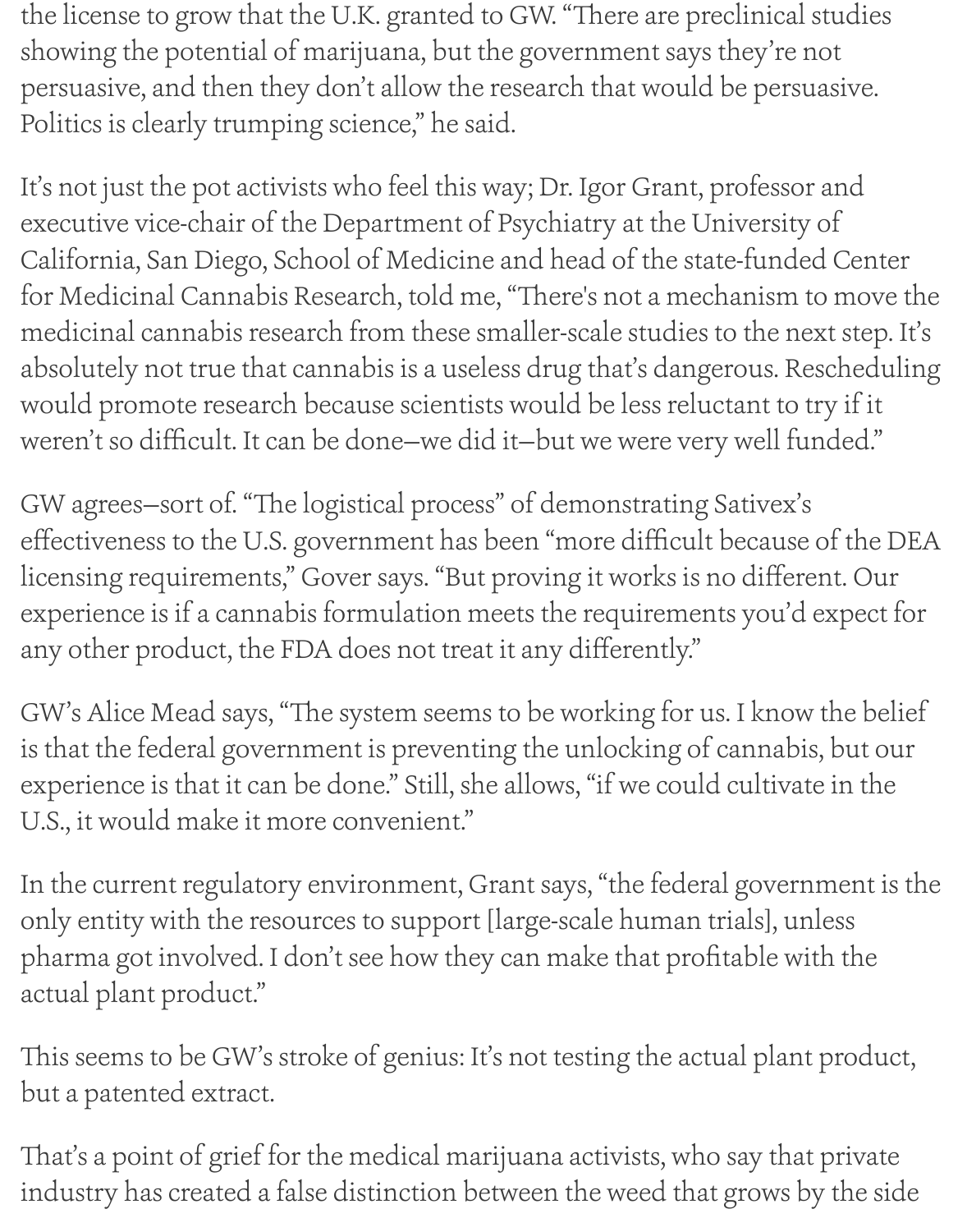the license to grow that the U.K. granted to GW. "There are preclinical studies showing the potential of marijuana, but the government says they're not persuasive, and then they don't allow the research that would be persuasive. Politics is clearly trumping science," he said.

It's not just the pot activists who feel this way; Dr. Igor Grant, professor and executive vice-chair of the Department of Psychiatry at the University of California, San Diego, School of Medicine and head of the state-funded Center for Medicinal Cannabis Research, told me, "There's not a mechanism to move the medicinal cannabis research from these smaller-scale studies to the next step. It's absolutely not true that cannabis is a useless drug that's dangerous. Rescheduling would promote research because scientists would be less reluctant to try if it weren't so difficult. It can be done—we did it—but we were very well funded."

GW agrees—sort of. "The logistical process" of demonstrating Sativex's effectiveness to the U.S. government has been "more difficult because of the DEA licensing requirements," Gover says. "But proving it works is no different. Our experience is if a cannabis formulation meets the requirements you'd expect for any other product, the FDA does not treat it any differently."

GW's Alice Mead says, "The system seems to be working for us. I know the belief is that the federal government is preventing the unlocking of cannabis, but our experience is that it can be done." Still, she allows, "if we could cultivate in the U.S., it would make it more convenient."

In the current regulatory environment, Grant says, "the federal government is the only entity with the resources to support [large-scale human trials], unless pharma got involved. I don't see how they can make that profitable with the actual plant product."

This seems to be GW's stroke of genius: It's not testing the actual plant product, but a patented extract.

That's a point of grief for the medical marijuana activists, who say that private industry has created a false distinction between the weed that grows by the side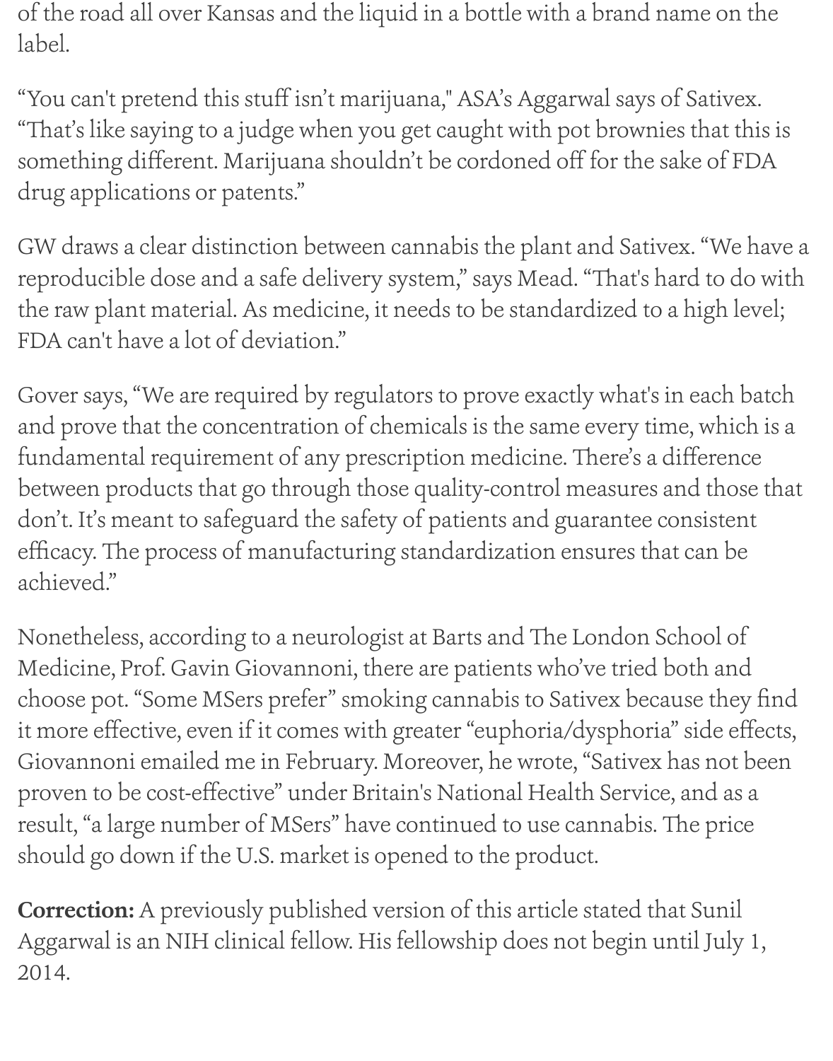of the road all over Kansas and the liquid in a bottle with a brand name on the label.

“You can't pretend this stuff isn’t marijuana," ASA’s Aggarwal says of Sativex. “That’s like saying to a judge when you get caught with pot brownies that this is something different. Marijuana shouldn’t be cordoned off for the sake of FDA drug applications or patents.”

GW draws a clear distinction between cannabis the plant and Sativex. “We have a reproducible dose and a safe delivery system,” says Mead. “That's hard to do with the raw plant material. As medicine, it needs to be standardized to a high level; FDA can't have a lot of deviation.”

Gover says, “We are required by regulators to prove exactly what's in each batch and prove that the concentration of chemicals is the same every time, which is a fundamental requirement of any prescription medicine. There’s a difference between products that go through those quality-control measures and those that don’t. It’s meant to safeguard the safety of patients and guarantee consistent efficacy. The process of manufacturing standardization ensures that can be achieved.”

Nonetheless, according to a neurologist at Barts and The London School of Medicine, Prof. Gavin Giovannoni, there are patients who’ve tried both and choose pot. “Some MSers prefer” smoking cannabis to Sativex because they find it more effective, even if it comes with greater “euphoria/dysphoria” side effects, Giovannoni emailed me in February. Moreover, he wrote, “Sativex has not been proven to be cost-effective” under Britain's National Health Service, and as a result, “a large number of MSers” have continued to use cannabis. The price should go down if the U.S. market is opened to the product.

**Correction:** A previously published version of this article stated that Sunil Aggarwal is an NIH clinical fellow. His fellowship does not begin until July 1, 2014.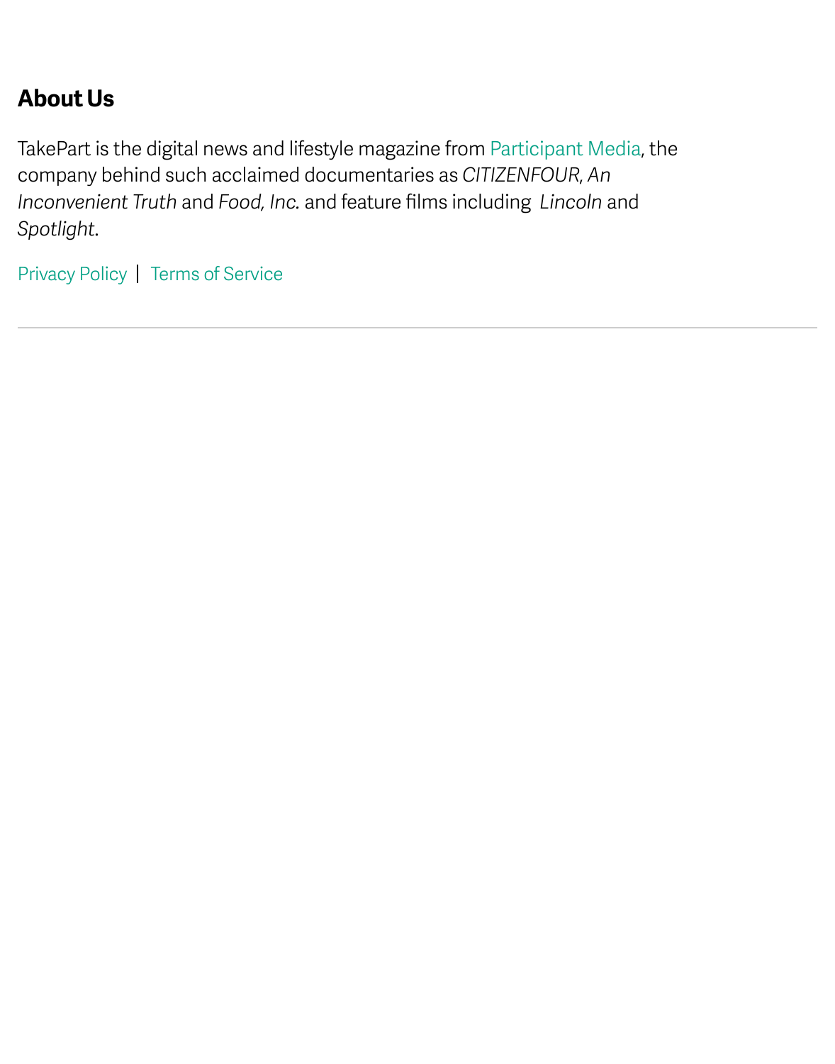## About Us

TakePart is the digital news and lifestyle magazine from Participant Media, the company behind such acclaimed documentaries as *CITIZENFOUR*, *An Inconvenient Truth* and *Food, Inc.* and feature films including *Lincoln* and *Spotlight*.

Privacy Policy | Terms of Service